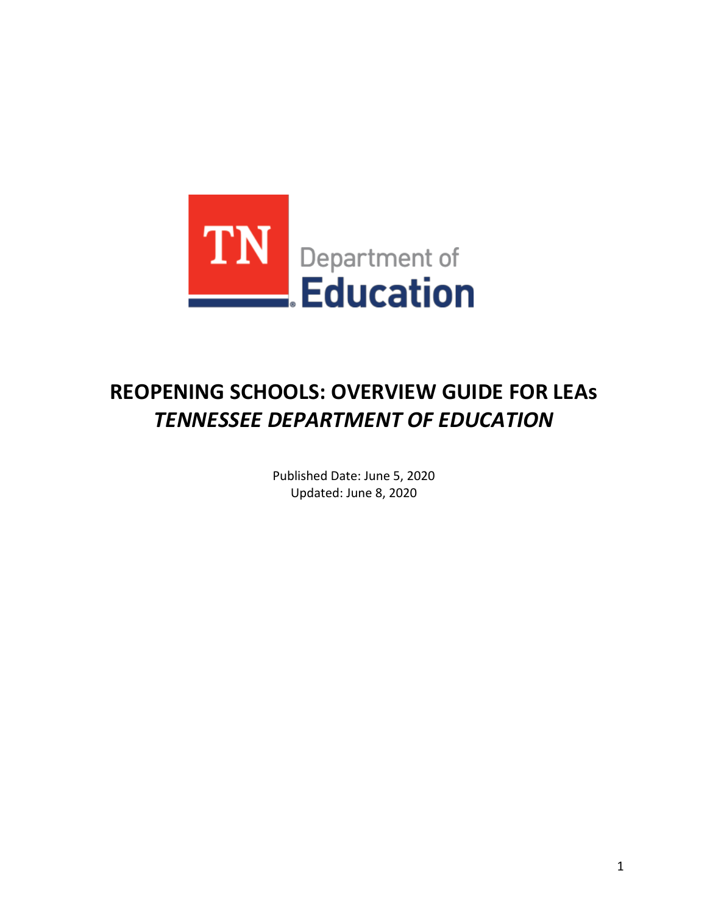# REOPENING SCHOOLS: OVERVIEW GUIDE FOR LEAs

## *TENNESSEE DEPARTMENT OF EDUCATION*

Published Date: June 5, 2020
Updated: June 8, 2020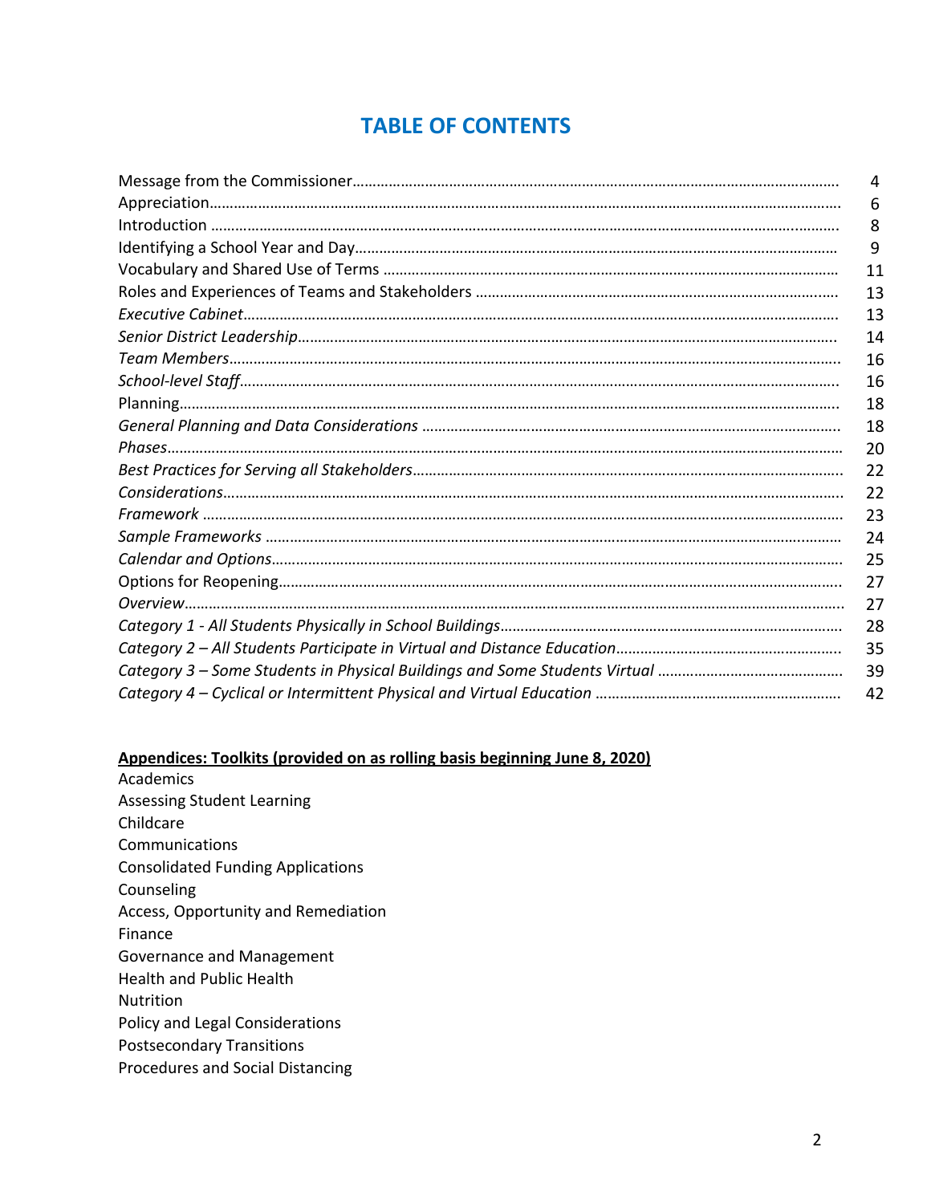# TABLE OF CONTENTS

| | |
|---|---|
| Message from the Commissioner | 4 |
| Appreciation | 6 |
| Introduction | 8 |
| Identifying a School Year and Day | 9 |
| Vocabulary and Shared Use of Terms | 11 |
| Roles and Experiences of Teams and Stakeholders | 13 |
| *Executive Cabinet* | 13 |
| *Senior District Leadership* | 14 |
| *Team Members* | 16 |
| *School-level Staff* | 16 |
| Planning | 18 |
| *General Planning and Data Considerations* | 18 |
| *Phases* | 20 |
| *Best Practices for Serving all Stakeholders* | 22 |
| *Considerations* | 22 |
| *Framework* | 23 |
| *Sample Frameworks* | 24 |
| *Calendar and Options* | 25 |
| Options for Reopening | 27 |
| *Overview* | 27 |
| *Category 1 - All Students Physically in School Buildings* | 28 |
| *Category 2 – All Students Participate in Virtual and Distance Education* | 35 |
| *Category 3 – Some Students in Physical Buildings and Some Students Virtual* | 39 |
| *Category 4 – Cyclical or Intermittent Physical and Virtual Education* | 42 |

**<u>Appendices: Toolkits (provided on as rolling basis beginning June 8, 2020)</u>**

Academics
Assessing Student Learning
Childcare
Communications
Consolidated Funding Applications
Counseling
Access, Opportunity and Remediation
Finance
Governance and Management
Health and Public Health
Nutrition
Policy and Legal Considerations
Postsecondary Transitions
Procedures and Social Distancing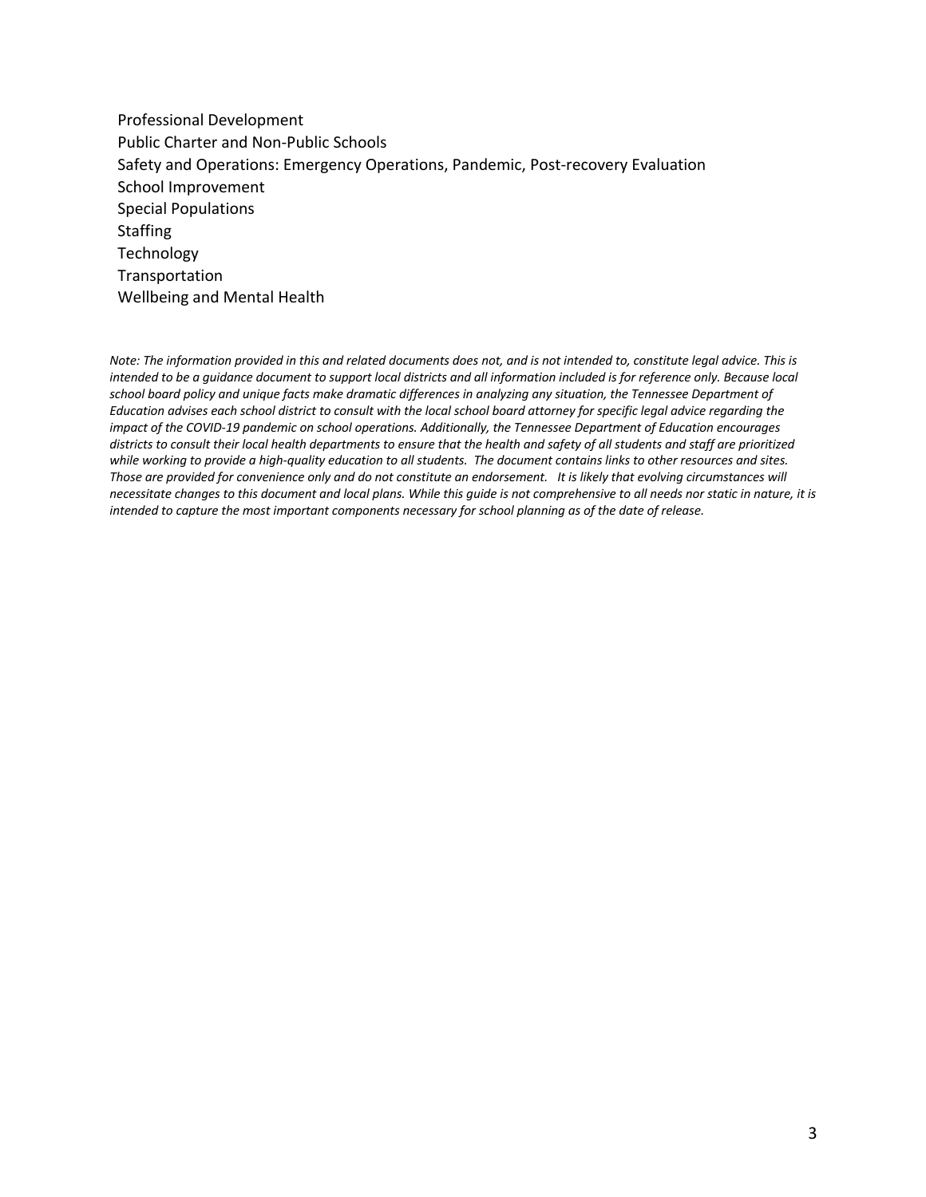- Professional Development
- Public Charter and Non-Public Schools
- Safety and Operations: Emergency Operations, Pandemic, Post-recovery Evaluation
- School Improvement
- Special Populations
- Staffing
- Technology
- Transportation
- Wellbeing and Mental Health

*Note: The information provided in this and related documents does not, and is not intended to, constitute legal advice. This is intended to be a guidance document to support local districts and all information included is for reference only. Because local school board policy and unique facts make dramatic differences in analyzing any situation, the Tennessee Department of Education advises each school district to consult with the local school board attorney for specific legal advice regarding the impact of the COVID-19 pandemic on school operations. Additionally, the Tennessee Department of Education encourages districts to consult their local health departments to ensure that the health and safety of all students and staff are prioritized while working to provide a high-quality education to all students. The document contains links to other resources and sites. Those are provided for convenience only and do not constitute an endorsement. It is likely that evolving circumstances will necessitate changes to this document and local plans. While this guide is not comprehensive to all needs nor static in nature, it is intended to capture the most important components necessary for school planning as of the date of release.*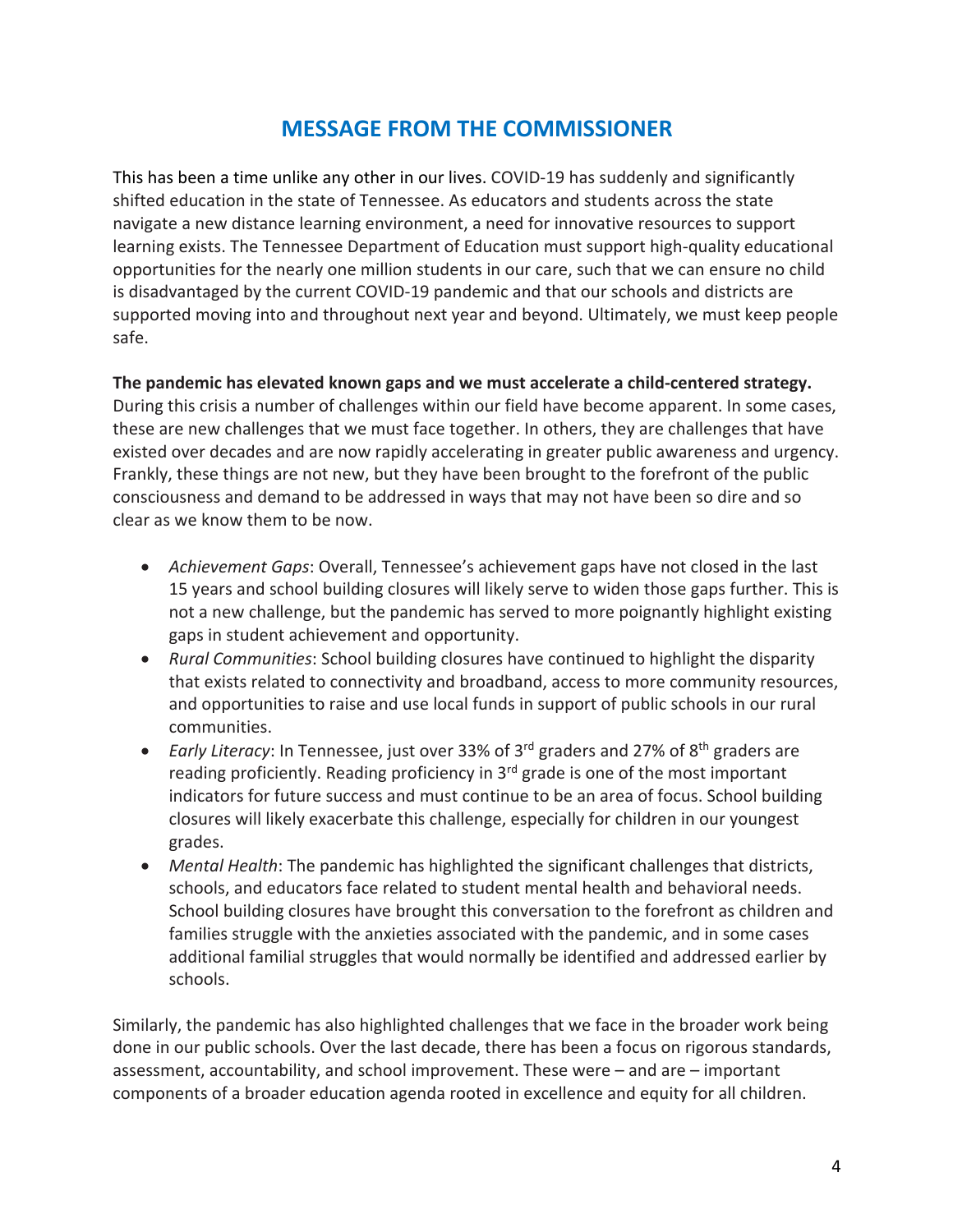## MESSAGE FROM THE COMMISSIONER

This has been a time unlike any other in our lives. COVID-19 has suddenly and significantly shifted education in the state of Tennessee. As educators and students across the state navigate a new distance learning environment, a need for innovative resources to support learning exists. The Tennessee Department of Education must support high-quality educational opportunities for the nearly one million students in our care, such that we can ensure no child is disadvantaged by the current COVID-19 pandemic and that our schools and districts are supported moving into and throughout next year and beyond. Ultimately, we must keep people safe.

**The pandemic has elevated known gaps and we must accelerate a child-centered strategy.** During this crisis a number of challenges within our field have become apparent. In some cases, these are new challenges that we must face together. In others, they are challenges that have existed over decades and are now rapidly accelerating in greater public awareness and urgency. Frankly, these things are not new, but they have been brought to the forefront of the public consciousness and demand to be addressed in ways that may not have been so dire and so clear as we know them to be now.

- *Achievement Gaps*: Overall, Tennessee's achievement gaps have not closed in the last 15 years and school building closures will likely serve to widen those gaps further. This is not a new challenge, but the pandemic has served to more poignantly highlight existing gaps in student achievement and opportunity.
- *Rural Communities*: School building closures have continued to highlight the disparity that exists related to connectivity and broadband, access to more community resources, and opportunities to raise and use local funds in support of public schools in our rural communities.
- *Early Literacy*: In Tennessee, just over 33% of 3rd graders and 27% of 8th graders are reading proficiently. Reading proficiency in 3rd grade is one of the most important indicators for future success and must continue to be an area of focus. School building closures will likely exacerbate this challenge, especially for children in our youngest grades.
- *Mental Health*: The pandemic has highlighted the significant challenges that districts, schools, and educators face related to student mental health and behavioral needs. School building closures have brought this conversation to the forefront as children and families struggle with the anxieties associated with the pandemic, and in some cases additional familial struggles that would normally be identified and addressed earlier by schools.

Similarly, the pandemic has also highlighted challenges that we face in the broader work being done in our public schools. Over the last decade, there has been a focus on rigorous standards, assessment, accountability, and school improvement. These were – and are – important components of a broader education agenda rooted in excellence and equity for all children.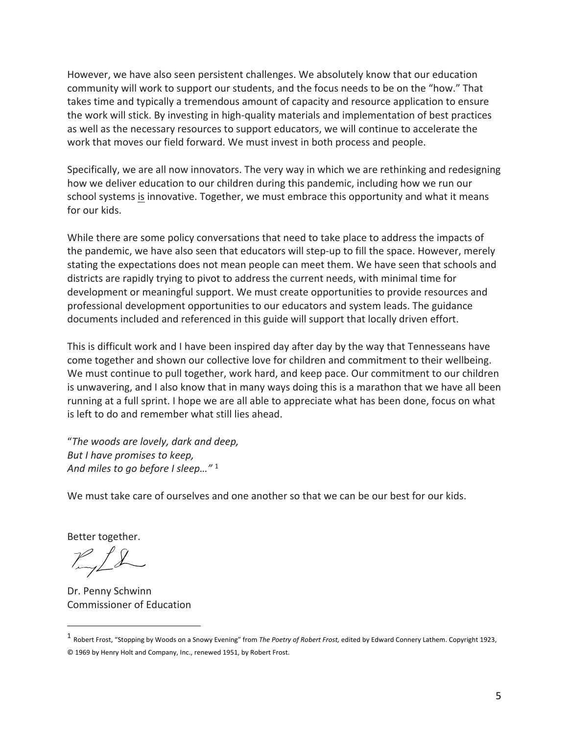However, we have also seen persistent challenges. We absolutely know that our education community will work to support our students, and the focus needs to be on the "how." That takes time and typically a tremendous amount of capacity and resource application to ensure the work will stick. By investing in high-quality materials and implementation of best practices as well as the necessary resources to support educators, we will continue to accelerate the work that moves our field forward. We must invest in both process and people.

Specifically, we are all now innovators. The very way in which we are rethinking and redesigning how we deliver education to our children during this pandemic, including how we run our school systems <u>is</u> innovative. Together, we must embrace this opportunity and what it means for our kids.

While there are some policy conversations that need to take place to address the impacts of the pandemic, we have also seen that educators will step-up to fill the space. However, merely stating the expectations does not mean people can meet them. We have seen that schools and districts are rapidly trying to pivot to address the current needs, with minimal time for development or meaningful support. We must create opportunities to provide resources and professional development opportunities to our educators and system leads. The guidance documents included and referenced in this guide will support that locally driven effort.

This is difficult work and I have been inspired day after day by the way that Tennesseans have come together and shown our collective love for children and commitment to their wellbeing. We must continue to pull together, work hard, and keep pace. Our commitment to our children is unwavering, and I also know that in many ways doing this is a marathon that we have all been running at a full sprint. I hope we are all able to appreciate what has been done, focus on what is left to do and remember what still lies ahead.

"*The woods are lovely, dark and deep,*
*But I have promises to keep,*
*And miles to go before I sleep…"* [1]

We must take care of ourselves and one another so that we can be our best for our kids.

Better together.

Dr. Penny Schwinn
Commissioner of Education

[1] Robert Frost, "Stopping by Woods on a Snowy Evening" from *The Poetry of Robert Frost,* edited by Edward Connery Lathem. Copyright 1923, © 1969 by Henry Holt and Company, Inc., renewed 1951, by Robert Frost.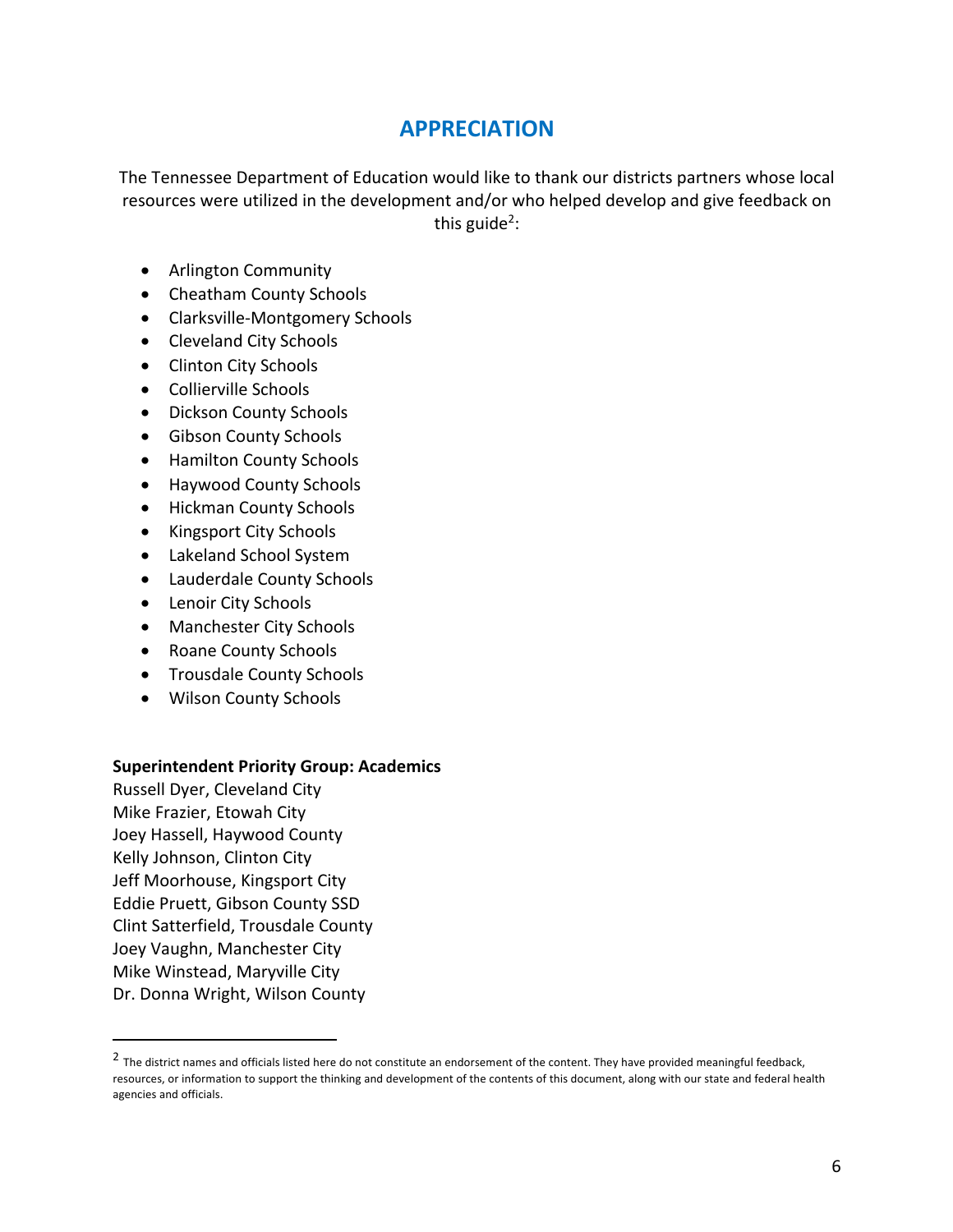# APPRECIATION

The Tennessee Department of Education would like to thank our districts partners whose local resources were utilized in the development and/or who helped develop and give feedback on this guide[2]:

- Arlington Community
- Cheatham County Schools
- Clarksville-Montgomery Schools
- Cleveland City Schools
- Clinton City Schools
- Collierville Schools
- Dickson County Schools
- Gibson County Schools
- Hamilton County Schools
- Haywood County Schools
- Hickman County Schools
- Kingsport City Schools
- Lakeland School System
- Lauderdale County Schools
- Lenoir City Schools
- Manchester City Schools
- Roane County Schools
- Trousdale County Schools
- Wilson County Schools

**Superintendent Priority Group: Academics**

Russell Dyer, Cleveland City
Mike Frazier, Etowah City
Joey Hassell, Haywood County
Kelly Johnson, Clinton City
Jeff Moorhouse, Kingsport City
Eddie Pruett, Gibson County SSD
Clint Satterfield, Trousdale County
Joey Vaughn, Manchester City
Mike Winstead, Maryville City
Dr. Donna Wright, Wilson County

---

[2] The district names and officials listed here do not constitute an endorsement of the content. They have provided meaningful feedback, resources, or information to support the thinking and development of the contents of this document, along with our state and federal health agencies and officials.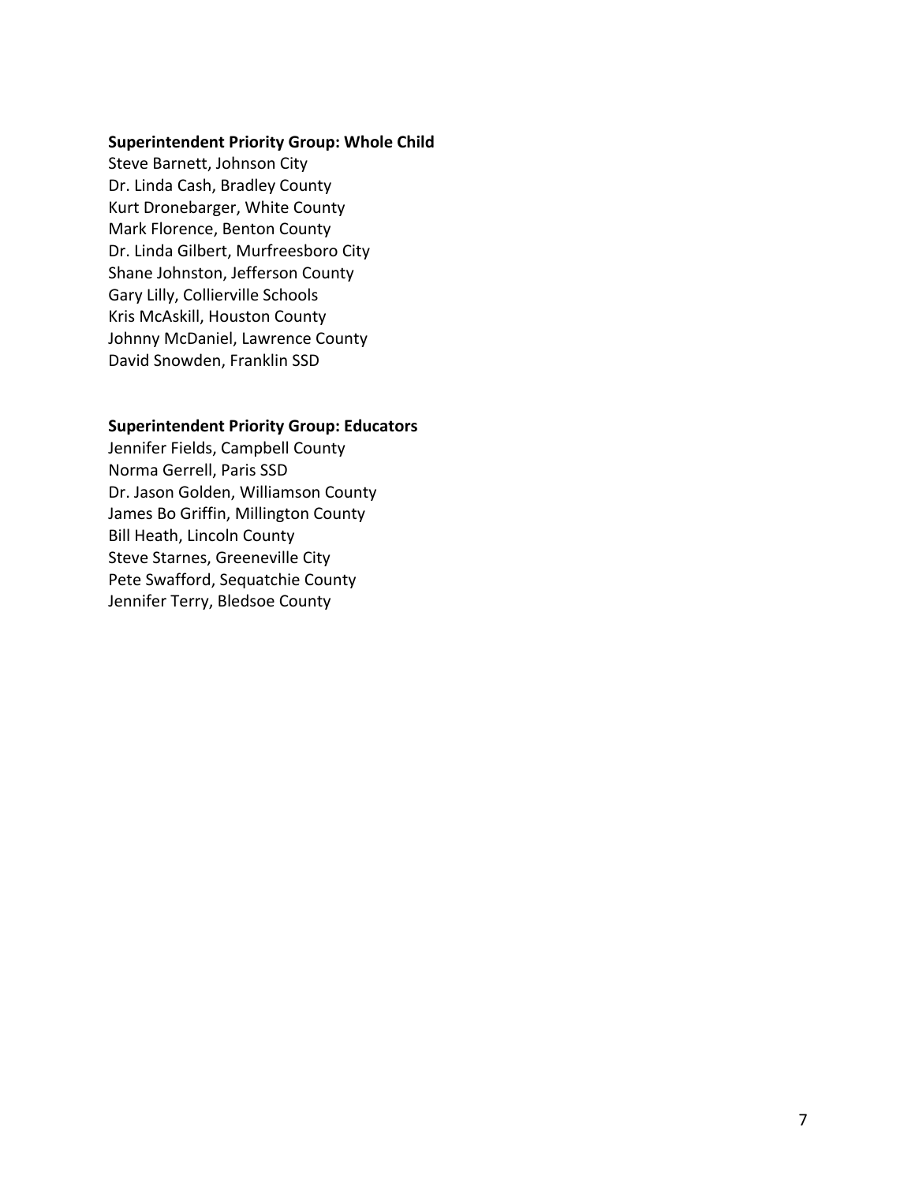**Superintendent Priority Group: Whole Child**

Steve Barnett, Johnson City
Dr. Linda Cash, Bradley County
Kurt Dronebarger, White County
Mark Florence, Benton County
Dr. Linda Gilbert, Murfreesboro City
Shane Johnston, Jefferson County
Gary Lilly, Collierville Schools
Kris McAskill, Houston County
Johnny McDaniel, Lawrence County
David Snowden, Franklin SSD

**Superintendent Priority Group: Educators**

Jennifer Fields, Campbell County
Norma Gerrell, Paris SSD
Dr. Jason Golden, Williamson County
James Bo Griffin, Millington County
Bill Heath, Lincoln County
Steve Starnes, Greeneville City
Pete Swafford, Sequatchie County
Jennifer Terry, Bledsoe County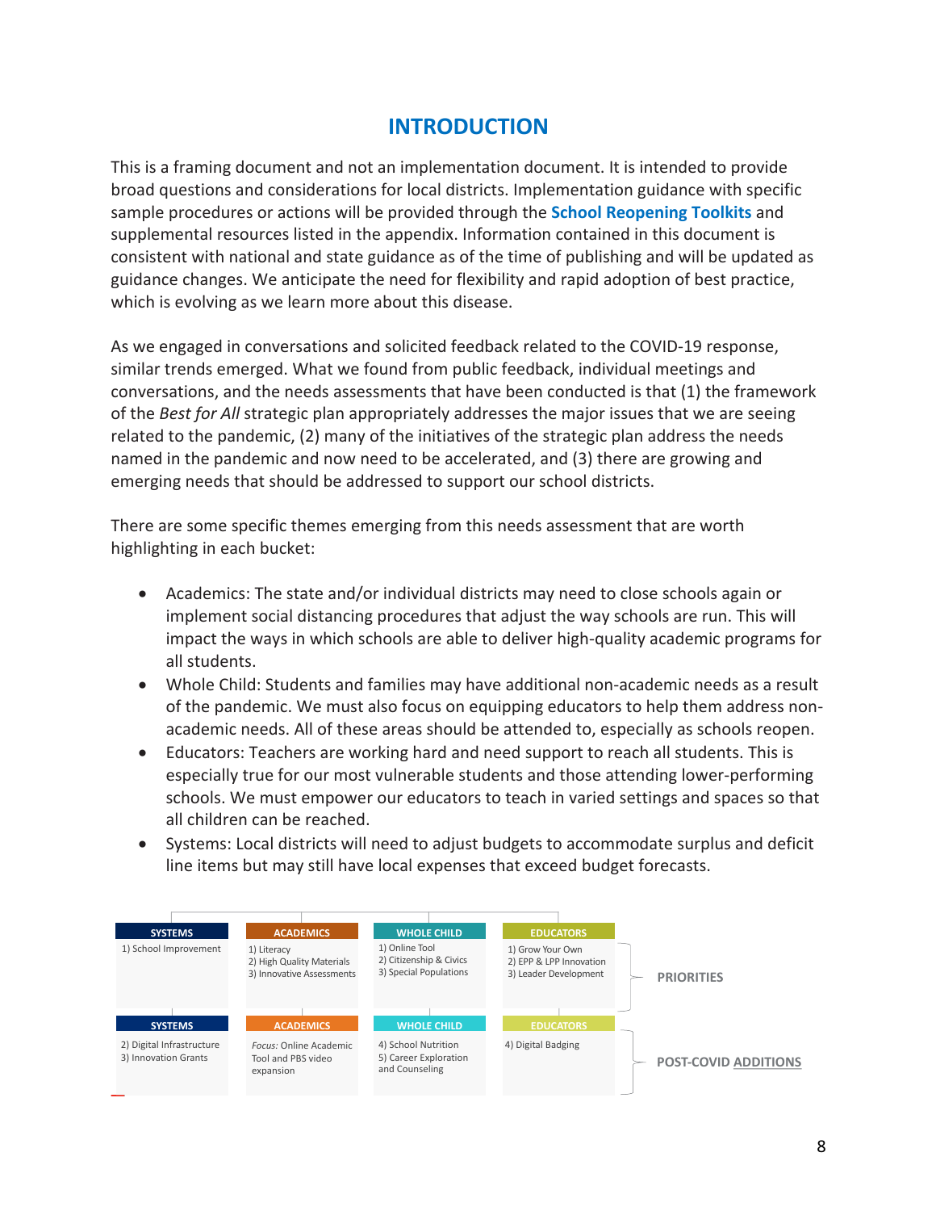## INTRODUCTION

This is a framing document and not an implementation document. It is intended to provide broad questions and considerations for local districts. Implementation guidance with specific sample procedures or actions will be provided through the **School Reopening Toolkits** and supplemental resources listed in the appendix. Information contained in this document is consistent with national and state guidance as of the time of publishing and will be updated as guidance changes. We anticipate the need for flexibility and rapid adoption of best practice, which is evolving as we learn more about this disease.

As we engaged in conversations and solicited feedback related to the COVID-19 response, similar trends emerged. What we found from public feedback, individual meetings and conversations, and the needs assessments that have been conducted is that (1) the framework of the *Best for All* strategic plan appropriately addresses the major issues that we are seeing related to the pandemic, (2) many of the initiatives of the strategic plan address the needs named in the pandemic and now need to be accelerated, and (3) there are growing and emerging needs that should be addressed to support our school districts.

There are some specific themes emerging from this needs assessment that are worth highlighting in each bucket:

- Academics: The state and/or individual districts may need to close schools again or implement social distancing procedures that adjust the way schools are run. This will impact the ways in which schools are able to deliver high-quality academic programs for all students.
- Whole Child: Students and families may have additional non-academic needs as a result of the pandemic. We must also focus on equipping educators to help them address non-academic needs. All of these areas should be attended to, especially as schools reopen.
- Educators: Teachers are working hard and need support to reach all students. This is especially true for our most vulnerable students and those attending lower-performing schools. We must empower our educators to teach in varied settings and spaces so that all children can be reached.
- Systems: Local districts will need to adjust budgets to accommodate surplus and deficit line items but may still have local expenses that exceed budget forecasts.

| | SYSTEMS | ACADEMICS | WHOLE CHILD | EDUCATORS |
|---|---|---|---|---|
| PRIORITIES | 1) School Improvement | 1) Literacy<br>2) High Quality Materials<br>3) Innovative Assessments | 1) Online Tool<br>2) Citizenship & Civics<br>3) Special Populations | 1) Grow Your Own<br>2) EPP & LPP Innovation<br>3) Leader Development |
| POST-COVID ADDITIONS | 2) Digital Infrastructure<br>3) Innovation Grants | *Focus:* Online Academic Tool and PBS video expansion | 4) School Nutrition<br>5) Career Exploration and Counseling | 4) Digital Badging |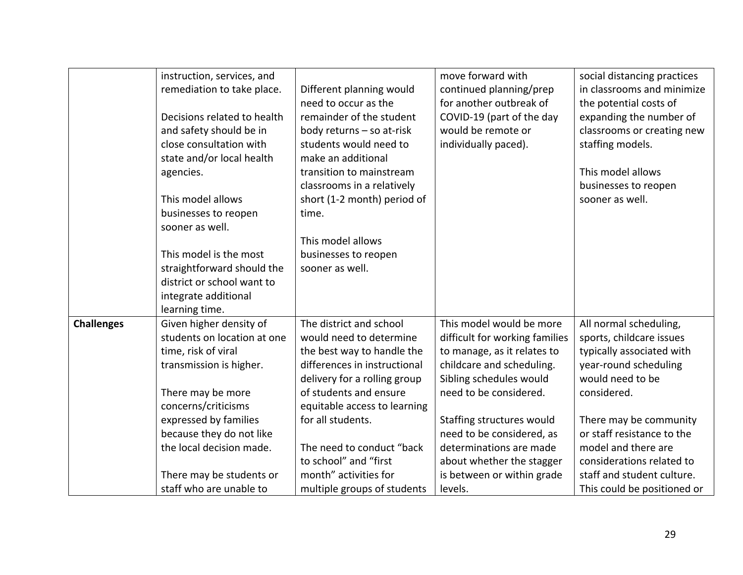| | | | | |
|---|---|---|---|---|
| | instruction, services, and remediation to take place.<br><br>Decisions related to health and safety should be in close consultation with state and/or local health agencies.<br><br>This model allows businesses to reopen sooner as well.<br><br>This model is the most straightforward should the district or school want to integrate additional learning time. | Different planning would need to occur as the remainder of the student body returns – so at-risk students would need to make an additional transition to mainstream classrooms in a relatively short (1-2 month) period of time.<br><br>This model allows businesses to reopen sooner as well. | move forward with continued planning/prep for another outbreak of COVID-19 (part of the day would be remote or individually paced). | social distancing practices in classrooms and minimize the potential costs of expanding the number of classrooms or creating new staffing models.<br><br>This model allows businesses to reopen sooner as well. |
| **Challenges** | Given higher density of students on location at one time, risk of viral transmission is higher.<br><br>There may be more concerns/criticisms expressed by families because they do not like the local decision made.<br><br>There may be students or staff who are unable to | The district and school would need to determine the best way to handle the differences in instructional delivery for a rolling group of students and ensure equitable access to learning for all students.<br><br>The need to conduct "back to school" and "first month" activities for multiple groups of students | This model would be more difficult for working families to manage, as it relates to childcare and scheduling. Sibling schedules would need to be considered.<br><br>Staffing structures would need to be considered, as determinations are made about whether the stagger is between or within grade levels. | All normal scheduling, sports, childcare issues typically associated with year-round scheduling would need to be considered.<br><br>There may be community or staff resistance to the model and there are considerations related to staff and student culture. This could be positioned or |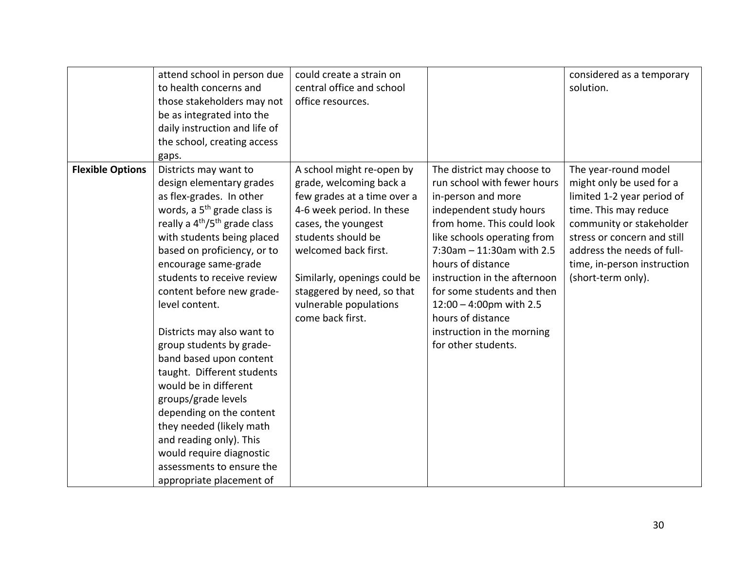| | | | | |
|---|---|---|---|---|
| | attend school in person due to health concerns and those stakeholders may not be as integrated into the daily instruction and life of the school, creating access gaps. | could create a strain on central office and school office resources. | | considered as a temporary solution. |
| **Flexible Options** | Districts may want to design elementary grades as flex-grades. In other words, a 5th grade class is really a 4th/5th grade class with students being placed based on proficiency, or to encourage same-grade students to receive review content before new grade-level content.<br><br>Districts may also want to group students by grade-band based upon content taught. Different students would be in different groups/grade levels depending on the content they needed (likely math and reading only). This would require diagnostic assessments to ensure the appropriate placement of | A school might re-open by grade, welcoming back a few grades at a time over a 4-6 week period. In these cases, the youngest students should be welcomed back first.<br><br>Similarly, openings could be staggered by need, so that vulnerable populations come back first. | The district may choose to run school with fewer hours in-person and more independent study hours from home. This could look like schools operating from 7:30am – 11:30am with 2.5 hours of distance instruction in the afternoon for some students and then 12:00 – 4:00pm with 2.5 hours of distance instruction in the morning for other students. | The year-round model might only be used for a limited 1-2 year period of time. This may reduce community or stakeholder stress or concern and still address the needs of full-time, in-person instruction (short-term only). |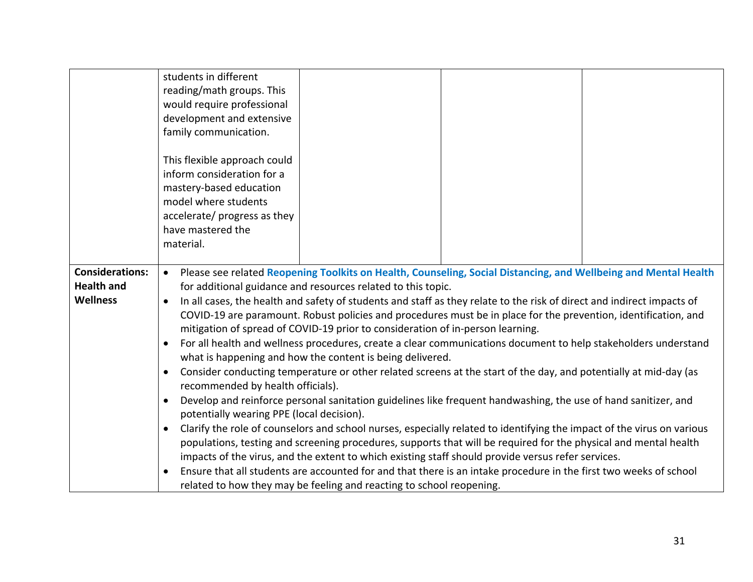| | | | | |
|---|---|---|---|---|
| | students in different reading/math groups. This would require professional development and extensive family communication.<br><br>This flexible approach could inform consideration for a mastery-based education model where students accelerate/ progress as they have mastered the material. | | | |
| **Considerations: Health and Wellness** | • Please see related **Reopening Toolkits on Health, Counseling, Social Distancing, and Wellbeing and Mental Health** for additional guidance and resources related to this topic.<br>• In all cases, the health and safety of students and staff as they relate to the risk of direct and indirect impacts of COVID-19 are paramount. Robust policies and procedures must be in place for the prevention, identification, and mitigation of spread of COVID-19 prior to consideration of in-person learning.<br>• For all health and wellness procedures, create a clear communications document to help stakeholders understand what is happening and how the content is being delivered.<br>• Consider conducting temperature or other related screens at the start of the day, and potentially at mid-day (as recommended by health officials).<br>• Develop and reinforce personal sanitation guidelines like frequent handwashing, the use of hand sanitizer, and potentially wearing PPE (local decision).<br>• Clarify the role of counselors and school nurses, especially related to identifying the impact of the virus on various populations, testing and screening procedures, supports that will be required for the physical and mental health impacts of the virus, and the extent to which existing staff should provide versus refer services.<br>• Ensure that all students are accounted for and that there is an intake procedure in the first two weeks of school related to how they may be feeling and reacting to school reopening. | | | |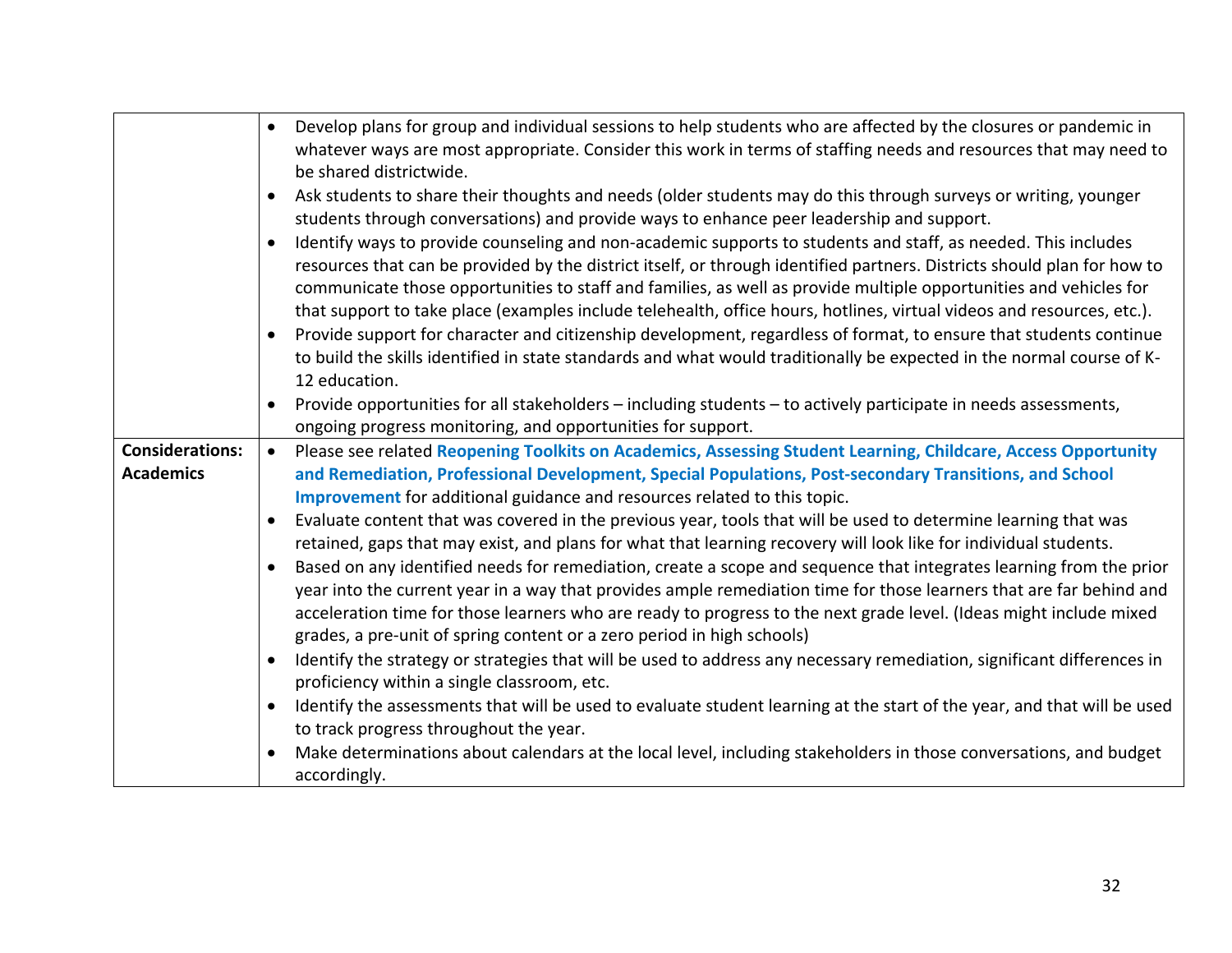| | |
|---|---|
| | • Develop plans for group and individual sessions to help students who are affected by the closures or pandemic in whatever ways are most appropriate. Consider this work in terms of staffing needs and resources that may need to be shared districtwide.<br>• Ask students to share their thoughts and needs (older students may do this through surveys or writing, younger students through conversations) and provide ways to enhance peer leadership and support.<br>• Identify ways to provide counseling and non-academic supports to students and staff, as needed. This includes resources that can be provided by the district itself, or through identified partners. Districts should plan for how to communicate those opportunities to staff and families, as well as provide multiple opportunities and vehicles for that support to take place (examples include telehealth, office hours, hotlines, virtual videos and resources, etc.).<br>• Provide support for character and citizenship development, regardless of format, to ensure that students continue to build the skills identified in state standards and what would traditionally be expected in the normal course of K-12 education.<br>• Provide opportunities for all stakeholders – including students – to actively participate in needs assessments, ongoing progress monitoring, and opportunities for support. |
| **Considerations: Academics** | • Please see related **Reopening Toolkits on Academics, Assessing Student Learning, Childcare, Access Opportunity and Remediation, Professional Development, Special Populations, Post-secondary Transitions, and School Improvement** for additional guidance and resources related to this topic.<br>• Evaluate content that was covered in the previous year, tools that will be used to determine learning that was retained, gaps that may exist, and plans for what that learning recovery will look like for individual students.<br>• Based on any identified needs for remediation, create a scope and sequence that integrates learning from the prior year into the current year in a way that provides ample remediation time for those learners that are far behind and acceleration time for those learners who are ready to progress to the next grade level. (Ideas might include mixed grades, a pre-unit of spring content or a zero period in high schools)<br>• Identify the strategy or strategies that will be used to address any necessary remediation, significant differences in proficiency within a single classroom, etc.<br>• Identify the assessments that will be used to evaluate student learning at the start of the year, and that will be used to track progress throughout the year.<br>• Make determinations about calendars at the local level, including stakeholders in those conversations, and budget accordingly. |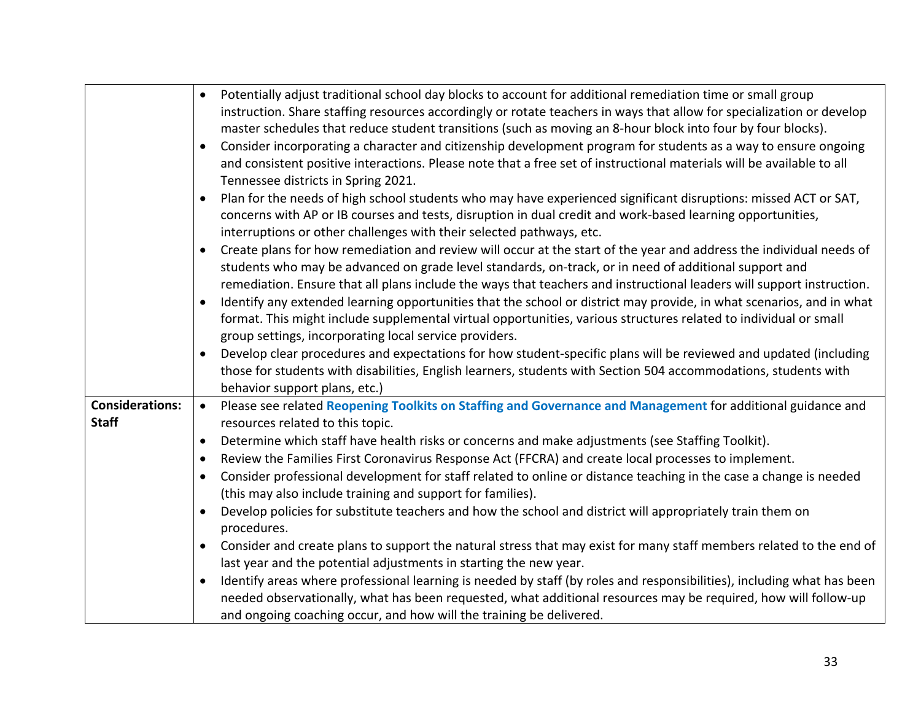| | |
|---|---|
| | • Potentially adjust traditional school day blocks to account for additional remediation time or small group instruction. Share staffing resources accordingly or rotate teachers in ways that allow for specialization or develop master schedules that reduce student transitions (such as moving an 8-hour block into four by four blocks).<br>• Consider incorporating a character and citizenship development program for students as a way to ensure ongoing and consistent positive interactions. Please note that a free set of instructional materials will be available to all Tennessee districts in Spring 2021.<br>• Plan for the needs of high school students who may have experienced significant disruptions: missed ACT or SAT, concerns with AP or IB courses and tests, disruption in dual credit and work-based learning opportunities, interruptions or other challenges with their selected pathways, etc.<br>• Create plans for how remediation and review will occur at the start of the year and address the individual needs of students who may be advanced on grade level standards, on-track, or in need of additional support and remediation. Ensure that all plans include the ways that teachers and instructional leaders will support instruction.<br>• Identify any extended learning opportunities that the school or district may provide, in what scenarios, and in what format. This might include supplemental virtual opportunities, various structures related to individual or small group settings, incorporating local service providers.<br>• Develop clear procedures and expectations for how student-specific plans will be reviewed and updated (including those for students with disabilities, English learners, students with Section 504 accommodations, students with behavior support plans, etc.) |
| **Considerations: Staff** | • Please see related **Reopening Toolkits on Staffing and Governance and Management** for additional guidance and resources related to this topic.<br>• Determine which staff have health risks or concerns and make adjustments (see Staffing Toolkit).<br>• Review the Families First Coronavirus Response Act (FFCRA) and create local processes to implement.<br>• Consider professional development for staff related to online or distance teaching in the case a change is needed (this may also include training and support for families).<br>• Develop policies for substitute teachers and how the school and district will appropriately train them on procedures.<br>• Consider and create plans to support the natural stress that may exist for many staff members related to the end of last year and the potential adjustments in starting the new year.<br>• Identify areas where professional learning is needed by staff (by roles and responsibilities), including what has been needed observationally, what has been requested, what additional resources may be required, how will follow-up and ongoing coaching occur, and how will the training be delivered. |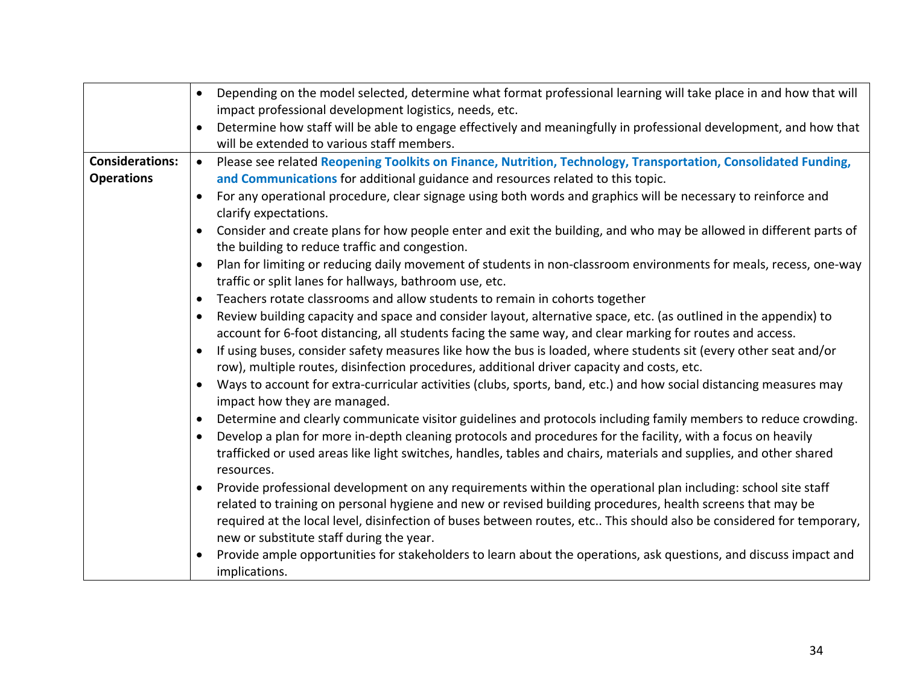| | |
|---|---|
| | • Depending on the model selected, determine what format professional learning will take place in and how that will impact professional development logistics, needs, etc.<br>• Determine how staff will be able to engage effectively and meaningfully in professional development, and how that will be extended to various staff members. |
| **Considerations: Operations** | • Please see related **Reopening Toolkits on Finance, Nutrition, Technology, Transportation, Consolidated Funding, and Communications** for additional guidance and resources related to this topic.<br>• For any operational procedure, clear signage using both words and graphics will be necessary to reinforce and clarify expectations.<br>• Consider and create plans for how people enter and exit the building, and who may be allowed in different parts of the building to reduce traffic and congestion.<br>• Plan for limiting or reducing daily movement of students in non-classroom environments for meals, recess, one-way traffic or split lanes for hallways, bathroom use, etc.<br>• Teachers rotate classrooms and allow students to remain in cohorts together<br>• Review building capacity and space and consider layout, alternative space, etc. (as outlined in the appendix) to account for 6-foot distancing, all students facing the same way, and clear marking for routes and access.<br>• If using buses, consider safety measures like how the bus is loaded, where students sit (every other seat and/or row), multiple routes, disinfection procedures, additional driver capacity and costs, etc.<br>• Ways to account for extra-curricular activities (clubs, sports, band, etc.) and how social distancing measures may impact how they are managed.<br>• Determine and clearly communicate visitor guidelines and protocols including family members to reduce crowding.<br>• Develop a plan for more in-depth cleaning protocols and procedures for the facility, with a focus on heavily trafficked or used areas like light switches, handles, tables and chairs, materials and supplies, and other shared resources.<br>• Provide professional development on any requirements within the operational plan including: school site staff related to training on personal hygiene and new or revised building procedures, health screens that may be required at the local level, disinfection of buses between routes, etc.. This should also be considered for temporary, new or substitute staff during the year.<br>• Provide ample opportunities for stakeholders to learn about the operations, ask questions, and discuss impact and implications. |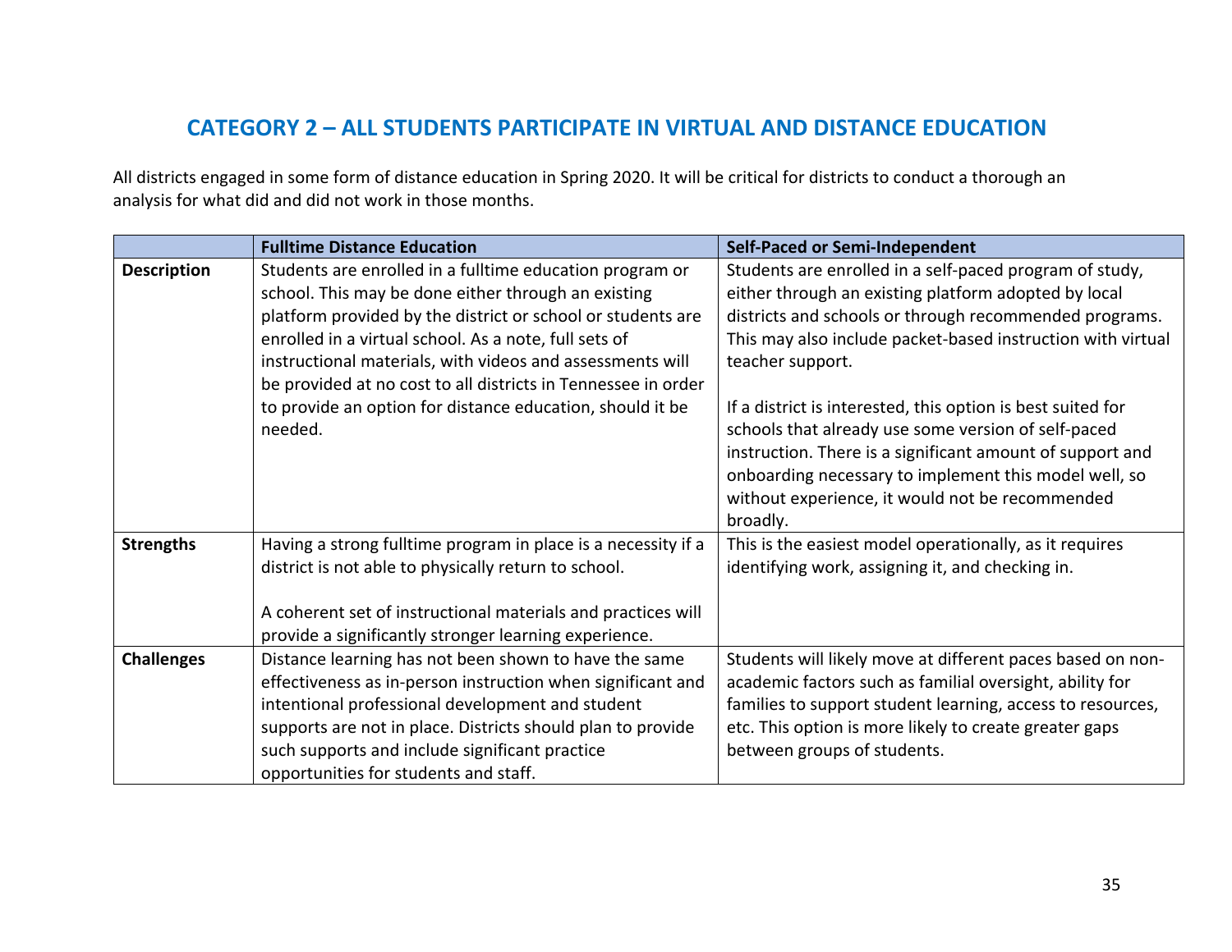## CATEGORY 2 – ALL STUDENTS PARTICIPATE IN VIRTUAL AND DISTANCE EDUCATION

All districts engaged in some form of distance education in Spring 2020. It will be critical for districts to conduct a thorough an analysis for what did and did not work in those months.

| | Fulltime Distance Education | Self-Paced or Semi-Independent |
|---|---|---|
| **Description** | Students are enrolled in a fulltime education program or school. This may be done either through an existing platform provided by the district or school or students are enrolled in a virtual school. As a note, full sets of instructional materials, with videos and assessments will be provided at no cost to all districts in Tennessee in order to provide an option for distance education, should it be needed. | Students are enrolled in a self-paced program of study, either through an existing platform adopted by local districts and schools or through recommended programs. This may also include packet-based instruction with virtual teacher support.<br><br>If a district is interested, this option is best suited for schools that already use some version of self-paced instruction. There is a significant amount of support and onboarding necessary to implement this model well, so without experience, it would not be recommended broadly. |
| **Strengths** | Having a strong fulltime program in place is a necessity if a district is not able to physically return to school.<br><br>A coherent set of instructional materials and practices will provide a significantly stronger learning experience. | This is the easiest model operationally, as it requires identifying work, assigning it, and checking in. |
| **Challenges** | Distance learning has not been shown to have the same effectiveness as in-person instruction when significant and intentional professional development and student supports are not in place. Districts should plan to provide such supports and include significant practice opportunities for students and staff. | Students will likely move at different paces based on non-academic factors such as familial oversight, ability for families to support student learning, access to resources, etc. This option is more likely to create greater gaps between groups of students. |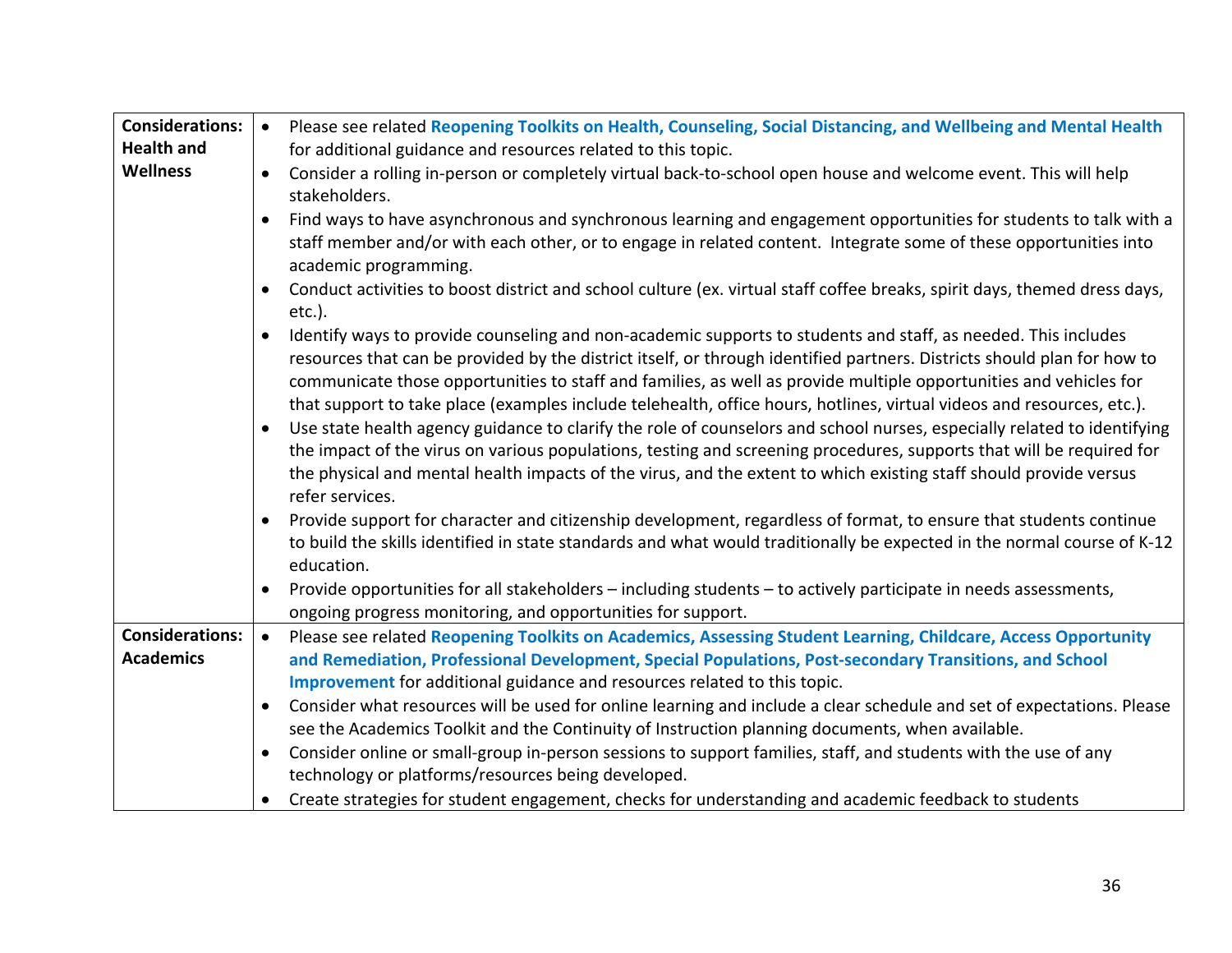| | |
|---|---|
| **Considerations: Health and Wellness** | • Please see related **Reopening Toolkits on Health, Counseling, Social Distancing, and Wellbeing and Mental Health** for additional guidance and resources related to this topic.<br>• Consider a rolling in-person or completely virtual back-to-school open house and welcome event. This will help stakeholders.<br>• Find ways to have asynchronous and synchronous learning and engagement opportunities for students to talk with a staff member and/or with each other, or to engage in related content. Integrate some of these opportunities into academic programming.<br>• Conduct activities to boost district and school culture (ex. virtual staff coffee breaks, spirit days, themed dress days, etc.).<br>• Identify ways to provide counseling and non-academic supports to students and staff, as needed. This includes resources that can be provided by the district itself, or through identified partners. Districts should plan for how to communicate those opportunities to staff and families, as well as provide multiple opportunities and vehicles for that support to take place (examples include telehealth, office hours, hotlines, virtual videos and resources, etc.).<br>• Use state health agency guidance to clarify the role of counselors and school nurses, especially related to identifying the impact of the virus on various populations, testing and screening procedures, supports that will be required for the physical and mental health impacts of the virus, and the extent to which existing staff should provide versus refer services.<br>• Provide support for character and citizenship development, regardless of format, to ensure that students continue to build the skills identified in state standards and what would traditionally be expected in the normal course of K-12 education.<br>• Provide opportunities for all stakeholders – including students – to actively participate in needs assessments, ongoing progress monitoring, and opportunities for support. |
| **Considerations: Academics** | • Please see related **Reopening Toolkits on Academics, Assessing Student Learning, Childcare, Access Opportunity and Remediation, Professional Development, Special Populations, Post-secondary Transitions, and School Improvement** for additional guidance and resources related to this topic.<br>• Consider what resources will be used for online learning and include a clear schedule and set of expectations. Please see the Academics Toolkit and the Continuity of Instruction planning documents, when available.<br>• Consider online or small-group in-person sessions to support families, staff, and students with the use of any technology or platforms/resources being developed.<br>• Create strategies for student engagement, checks for understanding and academic feedback to students |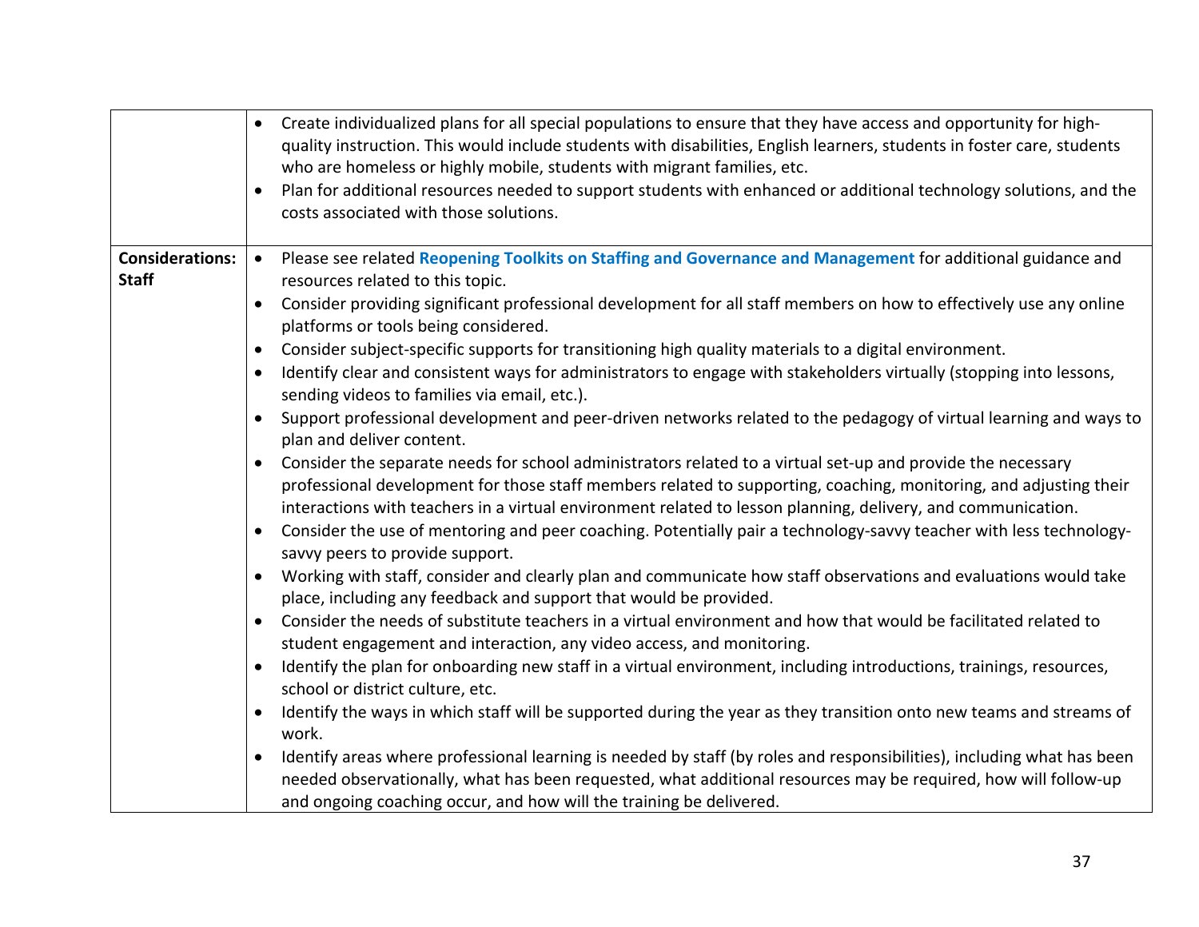| | |
|---|---|
| | • Create individualized plans for all special populations to ensure that they have access and opportunity for high-quality instruction. This would include students with disabilities, English learners, students in foster care, students who are homeless or highly mobile, students with migrant families, etc.<br>• Plan for additional resources needed to support students with enhanced or additional technology solutions, and the costs associated with those solutions. |
| **Considerations: Staff** | • Please see related **Reopening Toolkits on Staffing and Governance and Management** for additional guidance and resources related to this topic.<br>• Consider providing significant professional development for all staff members on how to effectively use any online platforms or tools being considered.<br>• Consider subject-specific supports for transitioning high quality materials to a digital environment.<br>• Identify clear and consistent ways for administrators to engage with stakeholders virtually (stopping into lessons, sending videos to families via email, etc.).<br>• Support professional development and peer-driven networks related to the pedagogy of virtual learning and ways to plan and deliver content.<br>• Consider the separate needs for school administrators related to a virtual set-up and provide the necessary professional development for those staff members related to supporting, coaching, monitoring, and adjusting their interactions with teachers in a virtual environment related to lesson planning, delivery, and communication.<br>• Consider the use of mentoring and peer coaching. Potentially pair a technology-savvy teacher with less technology-savvy peers to provide support.<br>• Working with staff, consider and clearly plan and communicate how staff observations and evaluations would take place, including any feedback and support that would be provided.<br>• Consider the needs of substitute teachers in a virtual environment and how that would be facilitated related to student engagement and interaction, any video access, and monitoring.<br>• Identify the plan for onboarding new staff in a virtual environment, including introductions, trainings, resources, school or district culture, etc.<br>• Identify the ways in which staff will be supported during the year as they transition onto new teams and streams of work.<br>• Identify areas where professional learning is needed by staff (by roles and responsibilities), including what has been needed observationally, what has been requested, what additional resources may be required, how will follow-up and ongoing coaching occur, and how will the training be delivered. |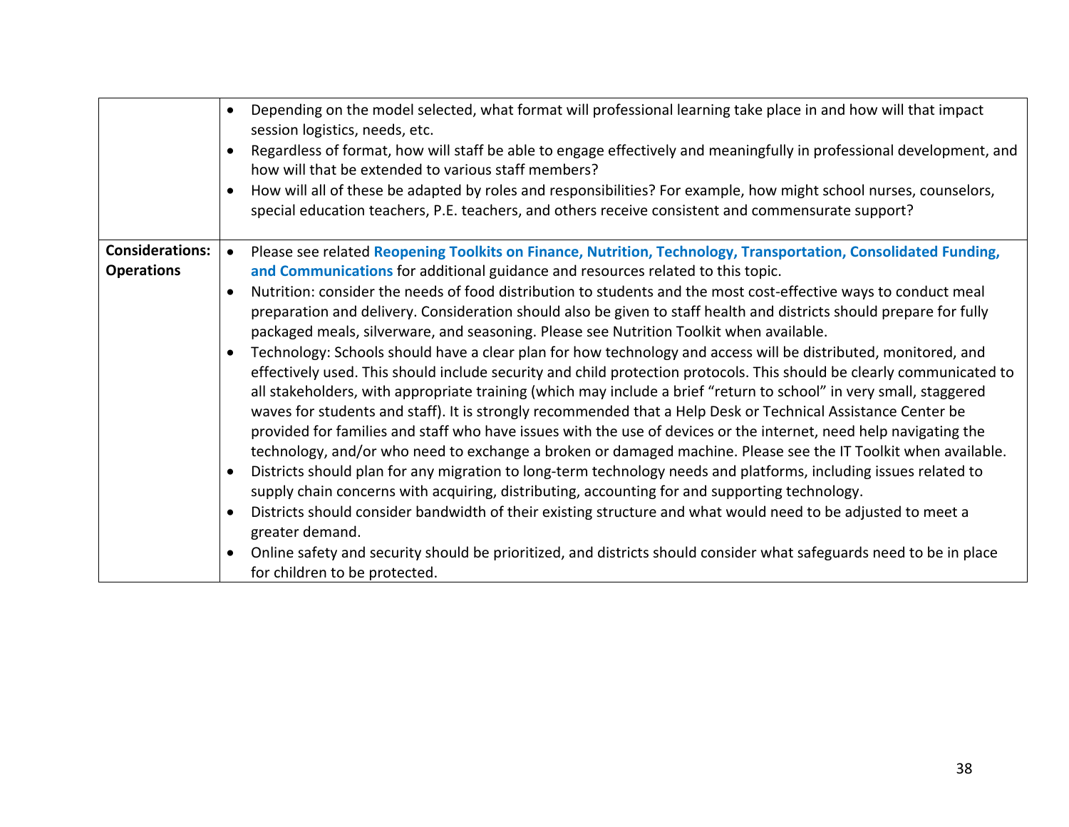| | |
|---|---|
| | • Depending on the model selected, what format will professional learning take place in and how will that impact session logistics, needs, etc.<br>• Regardless of format, how will staff be able to engage effectively and meaningfully in professional development, and how will that be extended to various staff members?<br>• How will all of these be adapted by roles and responsibilities? For example, how might school nurses, counselors, special education teachers, P.E. teachers, and others receive consistent and commensurate support? |
| **Considerations: Operations** | • Please see related **Reopening Toolkits on Finance, Nutrition, Technology, Transportation, Consolidated Funding, and Communications** for additional guidance and resources related to this topic.<br>• Nutrition: consider the needs of food distribution to students and the most cost-effective ways to conduct meal preparation and delivery. Consideration should also be given to staff health and districts should prepare for fully packaged meals, silverware, and seasoning. Please see Nutrition Toolkit when available.<br>• Technology: Schools should have a clear plan for how technology and access will be distributed, monitored, and effectively used. This should include security and child protection protocols. This should be clearly communicated to all stakeholders, with appropriate training (which may include a brief "return to school" in very small, staggered waves for students and staff). It is strongly recommended that a Help Desk or Technical Assistance Center be provided for families and staff who have issues with the use of devices or the internet, need help navigating the technology, and/or who need to exchange a broken or damaged machine. Please see the IT Toolkit when available.<br>• Districts should plan for any migration to long-term technology needs and platforms, including issues related to supply chain concerns with acquiring, distributing, accounting for and supporting technology.<br>• Districts should consider bandwidth of their existing structure and what would need to be adjusted to meet a greater demand.<br>• Online safety and security should be prioritized, and districts should consider what safeguards need to be in place for children to be protected. |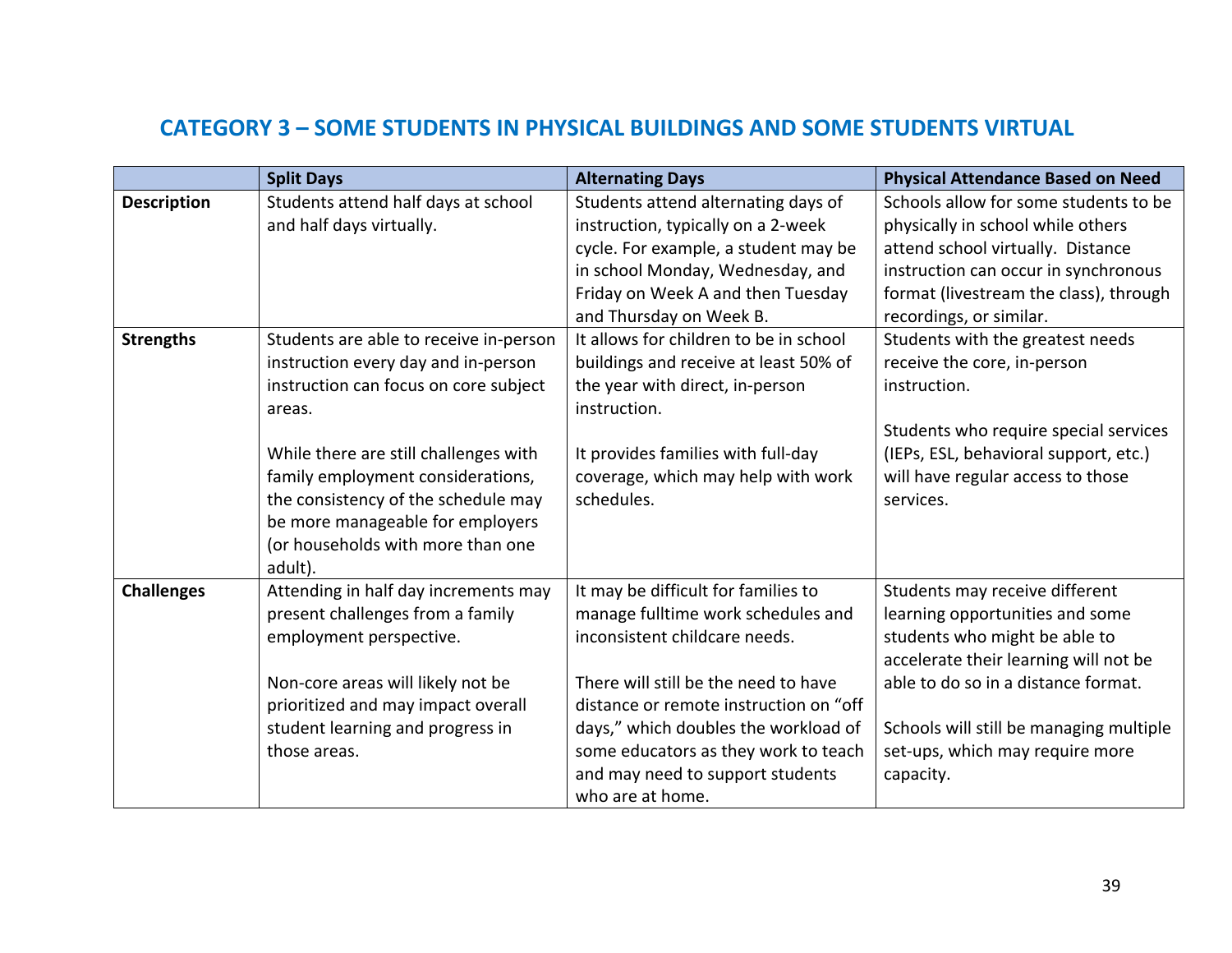## CATEGORY 3 – SOME STUDENTS IN PHYSICAL BUILDINGS AND SOME STUDENTS VIRTUAL

| | Split Days | Alternating Days | Physical Attendance Based on Need |
|---|---|---|---|
| **Description** | Students attend half days at school and half days virtually. | Students attend alternating days of instruction, typically on a 2-week cycle. For example, a student may be in school Monday, Wednesday, and Friday on Week A and then Tuesday and Thursday on Week B. | Schools allow for some students to be physically in school while others attend school virtually. Distance instruction can occur in synchronous format (livestream the class), through recordings, or similar. |
| **Strengths** | Students are able to receive in-person instruction every day and in-person instruction can focus on core subject areas.<br><br>While there are still challenges with family employment considerations, the consistency of the schedule may be more manageable for employers (or households with more than one adult). | It allows for children to be in school buildings and receive at least 50% of the year with direct, in-person instruction.<br><br>It provides families with full-day coverage, which may help with work schedules. | Students with the greatest needs receive the core, in-person instruction.<br><br>Students who require special services (IEPs, ESL, behavioral support, etc.) will have regular access to those services. |
| **Challenges** | Attending in half day increments may present challenges from a family employment perspective.<br><br>Non-core areas will likely not be prioritized and may impact overall student learning and progress in those areas. | It may be difficult for families to manage fulltime work schedules and inconsistent childcare needs.<br><br>There will still be the need to have distance or remote instruction on "off days," which doubles the workload of some educators as they work to teach and may need to support students who are at home. | Students may receive different learning opportunities and some students who might be able to accelerate their learning will not be able to do so in a distance format.<br><br>Schools will still be managing multiple set-ups, which may require more capacity. |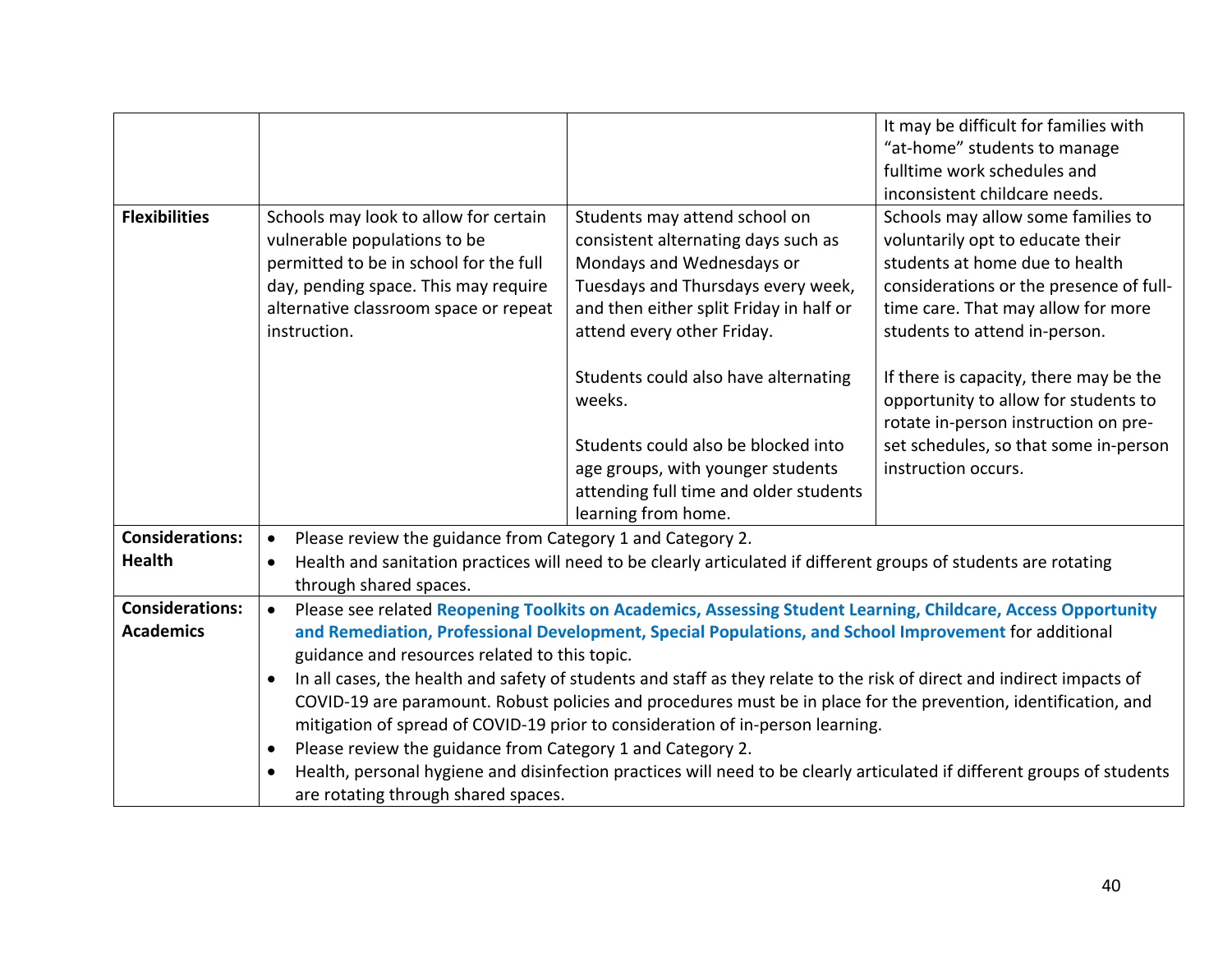| | | | |
|---|---|---|---|
| | | | It may be difficult for families with "at-home" students to manage fulltime work schedules and inconsistent childcare needs. |
| **Flexibilities** | Schools may look to allow for certain vulnerable populations to be permitted to be in school for the full day, pending space. This may require alternative classroom space or repeat instruction. | Students may attend school on consistent alternating days such as Mondays and Wednesdays or Tuesdays and Thursdays every week, and then either split Friday in half or attend every other Friday.<br><br>Students could also have alternating weeks.<br><br>Students could also be blocked into age groups, with younger students attending full time and older students learning from home. | Schools may allow some families to voluntarily opt to educate their students at home due to health considerations or the presence of full-time care. That may allow for more students to attend in-person.<br><br>If there is capacity, there may be the opportunity to allow for students to rotate in-person instruction on pre-set schedules, so that some in-person instruction occurs. |
| **Considerations: Health** | • Please review the guidance from Category 1 and Category 2.<br>• Health and sanitation practices will need to be clearly articulated if different groups of students are rotating through shared spaces. | | |
| **Considerations: Academics** | • Please see related **Reopening Toolkits on Academics, Assessing Student Learning, Childcare, Access Opportunity and Remediation, Professional Development, Special Populations, and School Improvement** for additional guidance and resources related to this topic.<br>• In all cases, the health and safety of students and staff as they relate to the risk of direct and indirect impacts of COVID-19 are paramount. Robust policies and procedures must be in place for the prevention, identification, and mitigation of spread of COVID-19 prior to consideration of in-person learning.<br>• Please review the guidance from Category 1 and Category 2.<br>• Health, personal hygiene and disinfection practices will need to be clearly articulated if different groups of students are rotating through shared spaces. | | |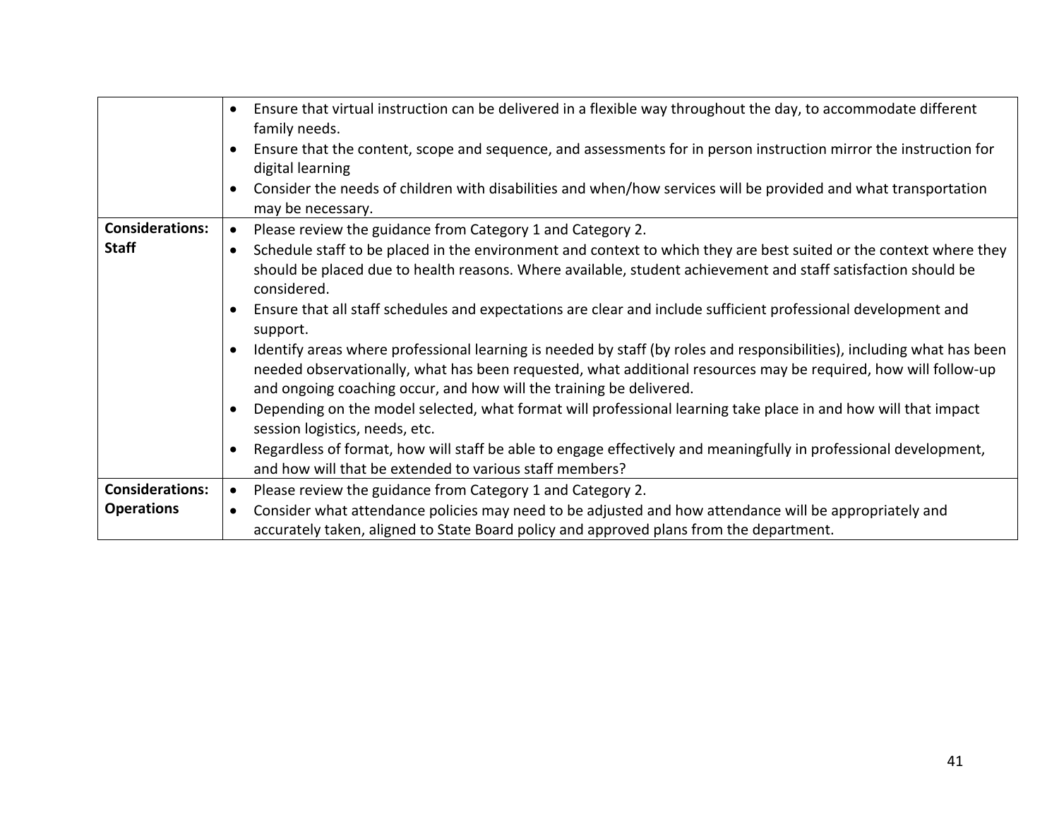| | |
|---|---|
| | • Ensure that virtual instruction can be delivered in a flexible way throughout the day, to accommodate different family needs.<br>• Ensure that the content, scope and sequence, and assessments for in person instruction mirror the instruction for digital learning<br>• Consider the needs of children with disabilities and when/how services will be provided and what transportation may be necessary. |
| **Considerations: Staff** | • Please review the guidance from Category 1 and Category 2.<br>• Schedule staff to be placed in the environment and context to which they are best suited or the context where they should be placed due to health reasons. Where available, student achievement and staff satisfaction should be considered.<br>• Ensure that all staff schedules and expectations are clear and include sufficient professional development and support.<br>• Identify areas where professional learning is needed by staff (by roles and responsibilities), including what has been needed observationally, what has been requested, what additional resources may be required, how will follow-up and ongoing coaching occur, and how will the training be delivered.<br>• Depending on the model selected, what format will professional learning take place in and how will that impact session logistics, needs, etc.<br>• Regardless of format, how will staff be able to engage effectively and meaningfully in professional development, and how will that be extended to various staff members? |
| **Considerations: Operations** | • Please review the guidance from Category 1 and Category 2.<br>• Consider what attendance policies may need to be adjusted and how attendance will be appropriately and accurately taken, aligned to State Board policy and approved plans from the department. |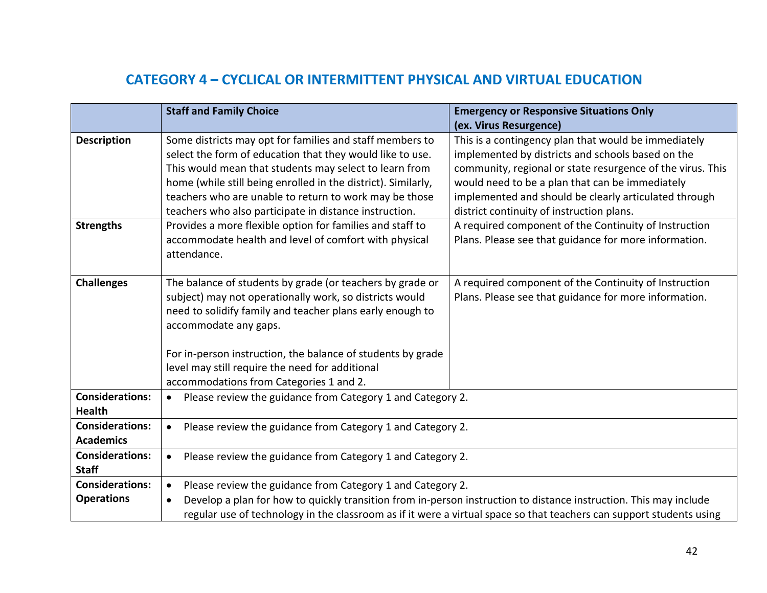## CATEGORY 4 – CYCLICAL OR INTERMITTENT PHYSICAL AND VIRTUAL EDUCATION

| | **Staff and Family Choice** | **Emergency or Responsive Situations Only (ex. Virus Resurgence)** |
|---|---|---|
| **Description** | Some districts may opt for families and staff members to select the form of education that they would like to use. This would mean that students may select to learn from home (while still being enrolled in the district). Similarly, teachers who are unable to return to work may be those teachers who also participate in distance instruction. | This is a contingency plan that would be immediately implemented by districts and schools based on the community, regional or state resurgence of the virus. This would need to be a plan that can be immediately implemented and should be clearly articulated through district continuity of instruction plans. |
| **Strengths** | Provides a more flexible option for families and staff to accommodate health and level of comfort with physical attendance. | A required component of the Continuity of Instruction Plans. Please see that guidance for more information. |
| **Challenges** | The balance of students by grade (or teachers by grade or subject) may not operationally work, so districts would need to solidify family and teacher plans early enough to accommodate any gaps.<br><br>For in-person instruction, the balance of students by grade level may still require the need for additional accommodations from Categories 1 and 2. | A required component of the Continuity of Instruction Plans. Please see that guidance for more information. |
| **Considerations: Health** | • Please review the guidance from Category 1 and Category 2. | |
| **Considerations: Academics** | • Please review the guidance from Category 1 and Category 2. | |
| **Considerations: Staff** | • Please review the guidance from Category 1 and Category 2. | |
| **Considerations: Operations** | • Please review the guidance from Category 1 and Category 2.<br>• Develop a plan for how to quickly transition from in-person instruction to distance instruction. This may include regular use of technology in the classroom as if it were a virtual space so that teachers can support students using | |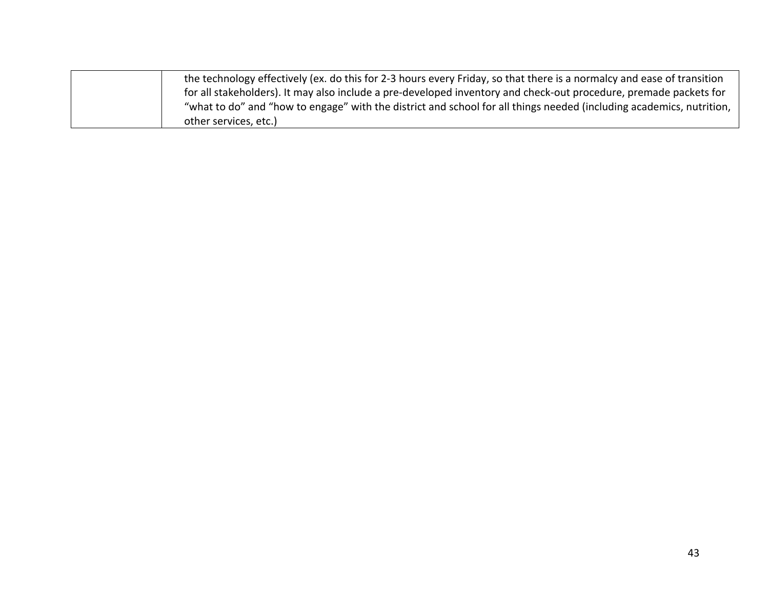|  | the technology effectively (ex. do this for 2-3 hours every Friday, so that there is a normalcy and ease of transition for all stakeholders). It may also include a pre-developed inventory and check-out procedure, premade packets for "what to do" and "how to engage" with the district and school for all things needed (including academics, nutrition, other services, etc.) |
|---|---|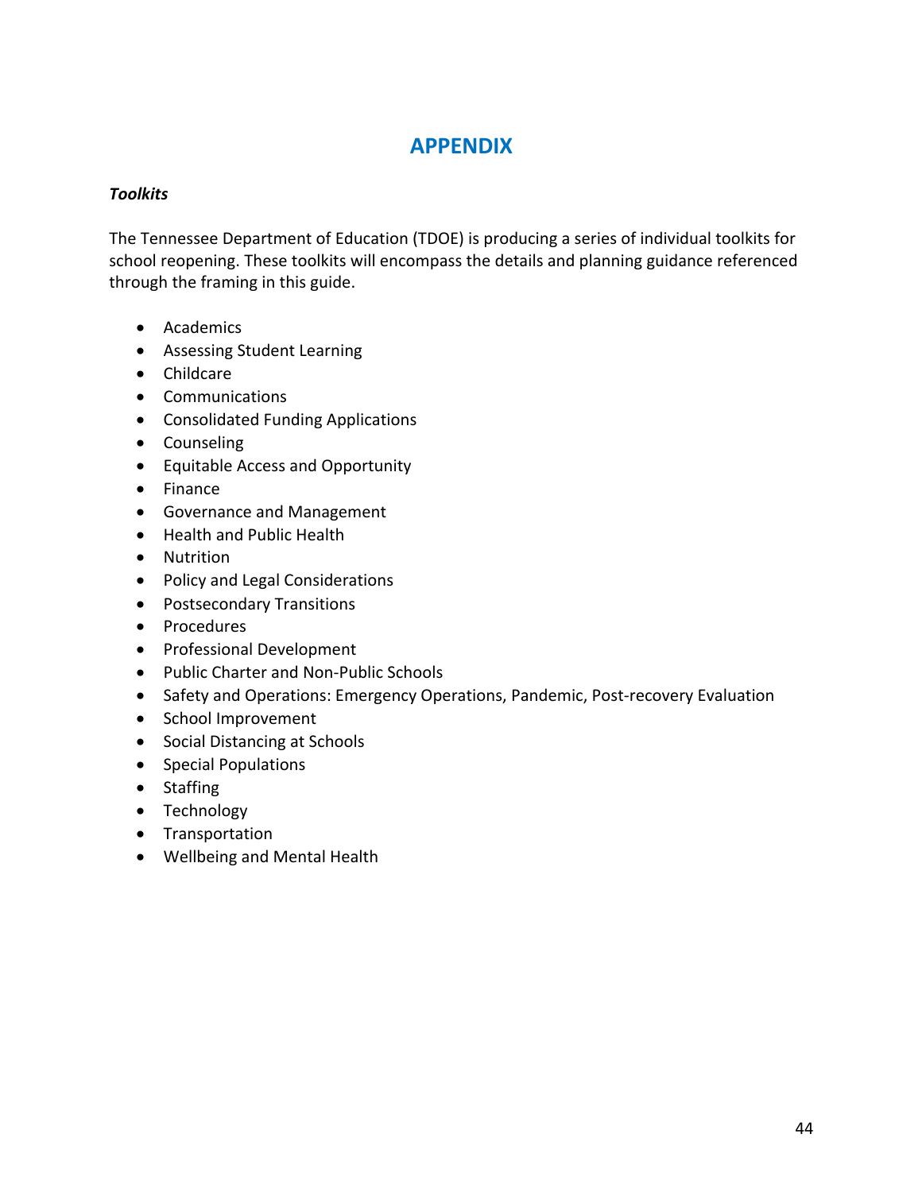# APPENDIX

***Toolkits***

The Tennessee Department of Education (TDOE) is producing a series of individual toolkits for school reopening. These toolkits will encompass the details and planning guidance referenced through the framing in this guide.

- Academics
- Assessing Student Learning
- Childcare
- Communications
- Consolidated Funding Applications
- Counseling
- Equitable Access and Opportunity
- Finance
- Governance and Management
- Health and Public Health
- Nutrition
- Policy and Legal Considerations
- Postsecondary Transitions
- Procedures
- Professional Development
- Public Charter and Non-Public Schools
- Safety and Operations: Emergency Operations, Pandemic, Post-recovery Evaluation
- School Improvement
- Social Distancing at Schools
- Special Populations
- Staffing
- Technology
- Transportation
- Wellbeing and Mental Health